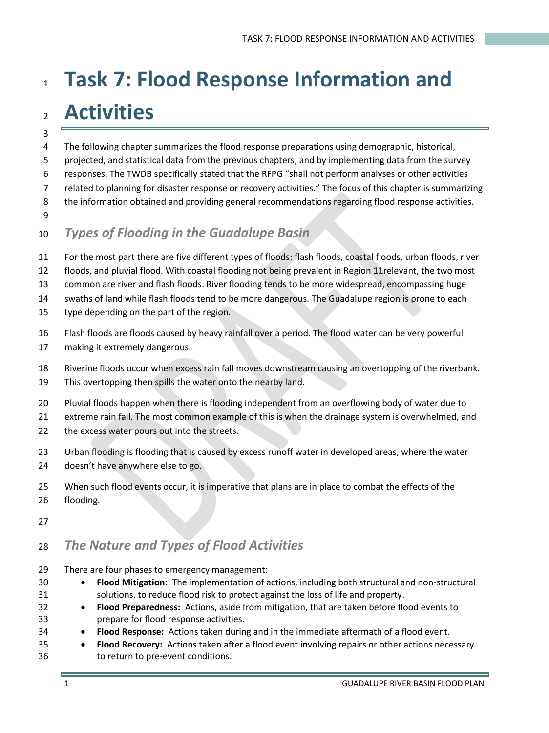# Task 7: Flood Response Information and Activities

The following chapter summarizes the flood response preparations using demographic, historical, projected, and statistical data from the previous chapters, and by implementing data from the survey responses. The TWDB specifically stated that the RFPG "shall not perform analyses or other activities related to planning for disaster response or recovery activities." The focus of this chapter is summarizing the information obtained and providing general recommendations regarding flood response activities.

## *Types of Flooding in the Guadalupe Basin*

For the most part there are five different types of floods: flash floods, coastal floods, urban floods, river floods, and pluvial flood. With coastal flooding not being prevalent in Region 11relevant, the two most common are river and flash floods. River flooding tends to be more widespread, encompassing huge swaths of land while flash floods tend to be more dangerous. The Guadalupe region is prone to each type depending on the part of the region.

Flash floods are floods caused by heavy rainfall over a period. The flood water can be very powerful making it extremely dangerous.

Riverine floods occur when excess rain fall moves downstream causing an overtopping of the riverbank. This overtopping then spills the water onto the nearby land.

Pluvial floods happen when there is flooding independent from an overflowing body of water due to extreme rain fall. The most common example of this is when the drainage system is overwhelmed, and the excess water pours out into the streets.

Urban flooding is flooding that is caused by excess runoff water in developed areas, where the water doesn't have anywhere else to go.

When such flood events occur, it is imperative that plans are in place to combat the effects of the flooding.

## *The Nature and Types of Flood Activities*

There are four phases to emergency management:

- **Flood Mitigation:** The implementation of actions, including both structural and non-structural solutions, to reduce flood risk to protect against the loss of life and property.
- **Flood Preparedness:** Actions, aside from mitigation, that are taken before flood events to prepare for flood response activities.
- **Flood Response:** Actions taken during and in the immediate aftermath of a flood event.
- **Flood Recovery:** Actions taken after a flood event involving repairs or other actions necessary to return to pre-event conditions.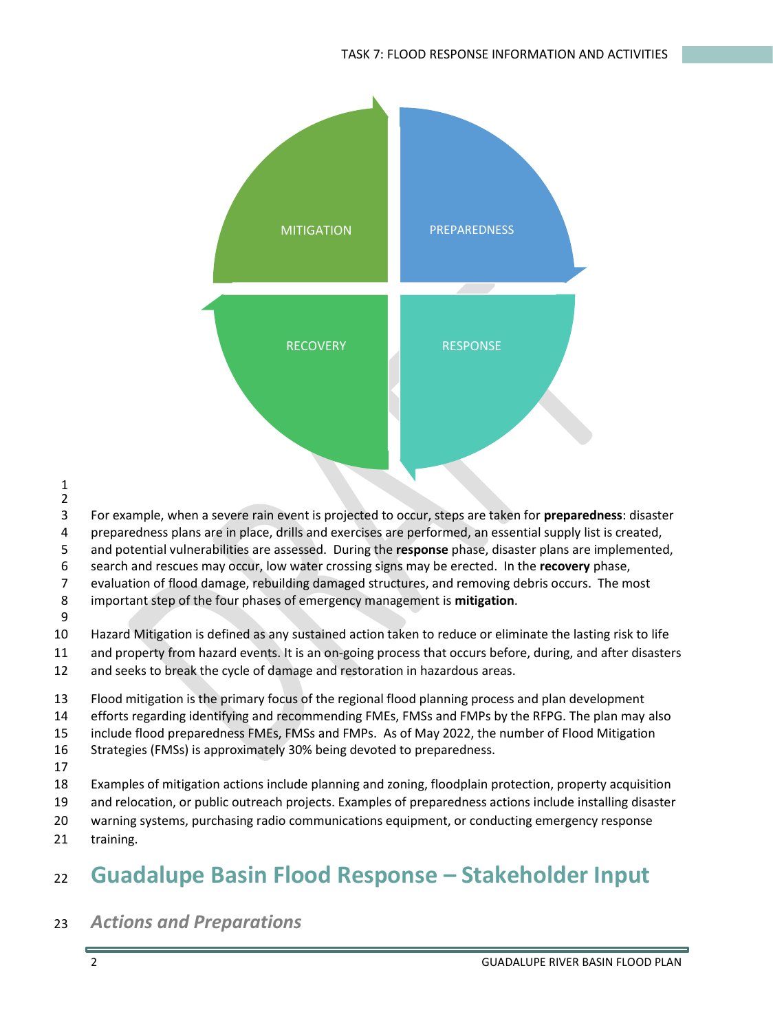MITIGATION

PREPAREDNESS

RECOVERY

RESPONSE

For example, when a severe rain event is projected to occur, steps are taken for **preparedness**: disaster preparedness plans are in place, drills and exercises are performed, an essential supply list is created, and potential vulnerabilities are assessed. During the **response** phase, disaster plans are implemented, search and rescues may occur, low water crossing signs may be erected. In the **recovery** phase, evaluation of flood damage, rebuilding damaged structures, and removing debris occurs. The most important step of the four phases of emergency management is **mitigation**.

Hazard Mitigation is defined as any sustained action taken to reduce or eliminate the lasting risk to life and property from hazard events. It is an on-going process that occurs before, during, and after disasters and seeks to break the cycle of damage and restoration in hazardous areas.

Flood mitigation is the primary focus of the regional flood planning process and plan development efforts regarding identifying and recommending FMEs, FMSs and FMPs by the RFPG. The plan may also include flood preparedness FMEs, FMSs and FMPs. As of May 2022, the number of Flood Mitigation Strategies (FMSs) is approximately 30% being devoted to preparedness.

Examples of mitigation actions include planning and zoning, floodplain protection, property acquisition and relocation, or public outreach projects. Examples of preparedness actions include installing disaster warning systems, purchasing radio communications equipment, or conducting emergency response training.

## Guadalupe Basin Flood Response – Stakeholder Input

### *Actions and Preparations*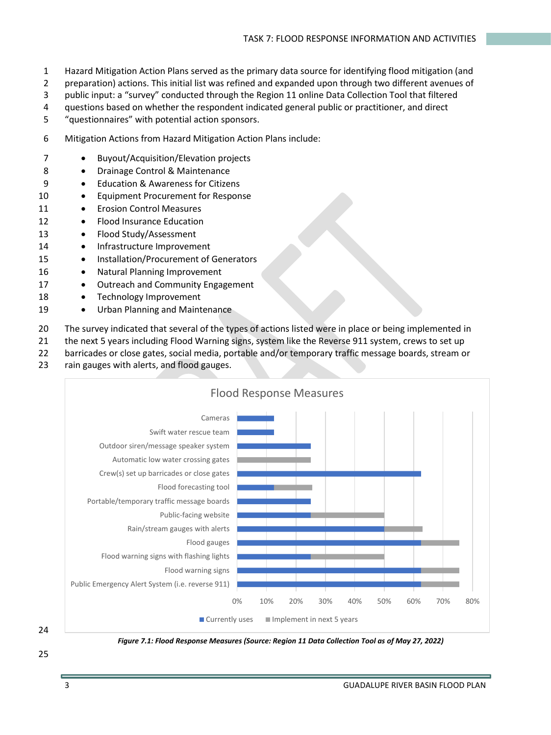Hazard Mitigation Action Plans served as the primary data source for identifying flood mitigation (and preparation) actions. This initial list was refined and expanded upon through two different avenues of public input: a "survey" conducted through the Region 11 online Data Collection Tool that filtered questions based on whether the respondent indicated general public or practitioner, and direct "questionnaires" with potential action sponsors.

Mitigation Actions from Hazard Mitigation Action Plans include:

- Buyout/Acquisition/Elevation projects
- Drainage Control & Maintenance
- Education & Awareness for Citizens
- Equipment Procurement for Response
- Erosion Control Measures
- Flood Insurance Education
- Flood Study/Assessment
- Infrastructure Improvement
- Installation/Procurement of Generators
- Natural Planning Improvement
- Outreach and Community Engagement
- Technology Improvement
- Urban Planning and Maintenance

The survey indicated that several of the types of actions listed were in place or being implemented in the next 5 years including Flood Warning signs, system like the Reverse 911 system, crews to set up barricades or close gates, social media, portable and/or temporary traffic message boards, stream or rain gauges with alerts, and flood gauges.

**Flood Response Measures**

Categories: Cameras; Swift water rescue team; Outdoor siren/message speaker system; Automatic low water crossing gates; Crew(s) set up barricades or close gates; Flood forecasting tool; Portable/temporary traffic message boards; Public-facing website; Rain/stream gauges with alerts; Flood gauges; Flood warning signs with flashing lights; Flood warning signs; Public Emergency Alert System (i.e. reverse 911)

Legend: Currently uses; Implement in next 5 years

*Figure 7.1: Flood Response Measures (Source: Region 11 Data Collection Tool as of May 27, 2022)*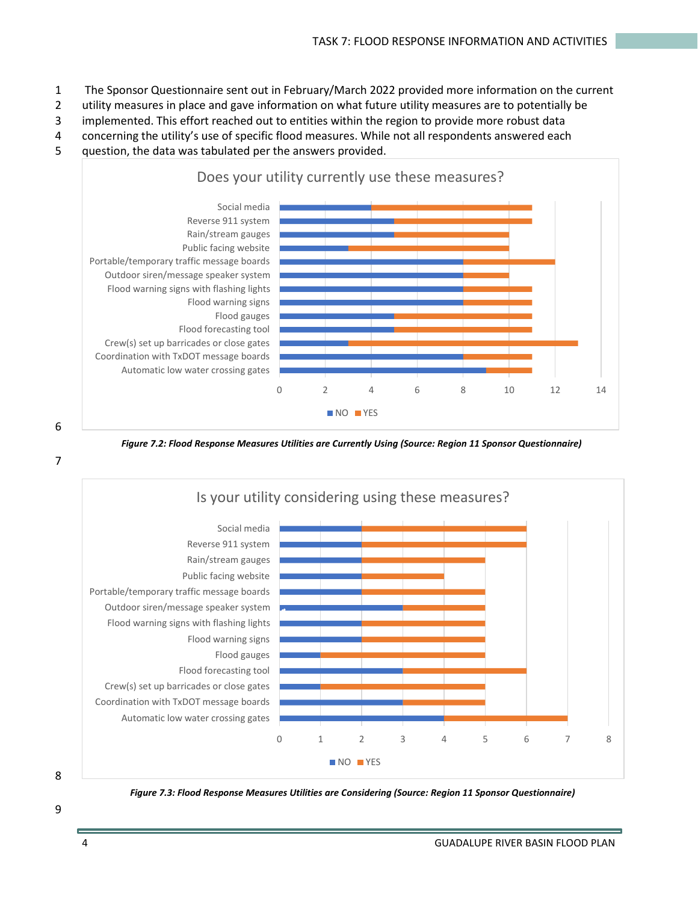The Sponsor Questionnaire sent out in February/March 2022 provided more information on the current utility measures in place and gave information on what future utility measures are to potentially be implemented. This effort reached out to entities within the region to provide more robust data concerning the utility's use of specific flood measures. While not all respondents answered each question, the data was tabulated per the answers provided.

**Does your utility currently use these measures?**

*Figure 7.2: Flood Response Measures Utilities are Currently Using (Source: Region 11 Sponsor Questionnaire)*

**Is your utility considering using these measures?**

*Figure 7.3: Flood Response Measures Utilities are Considering (Source: Region 11 Sponsor Questionnaire)*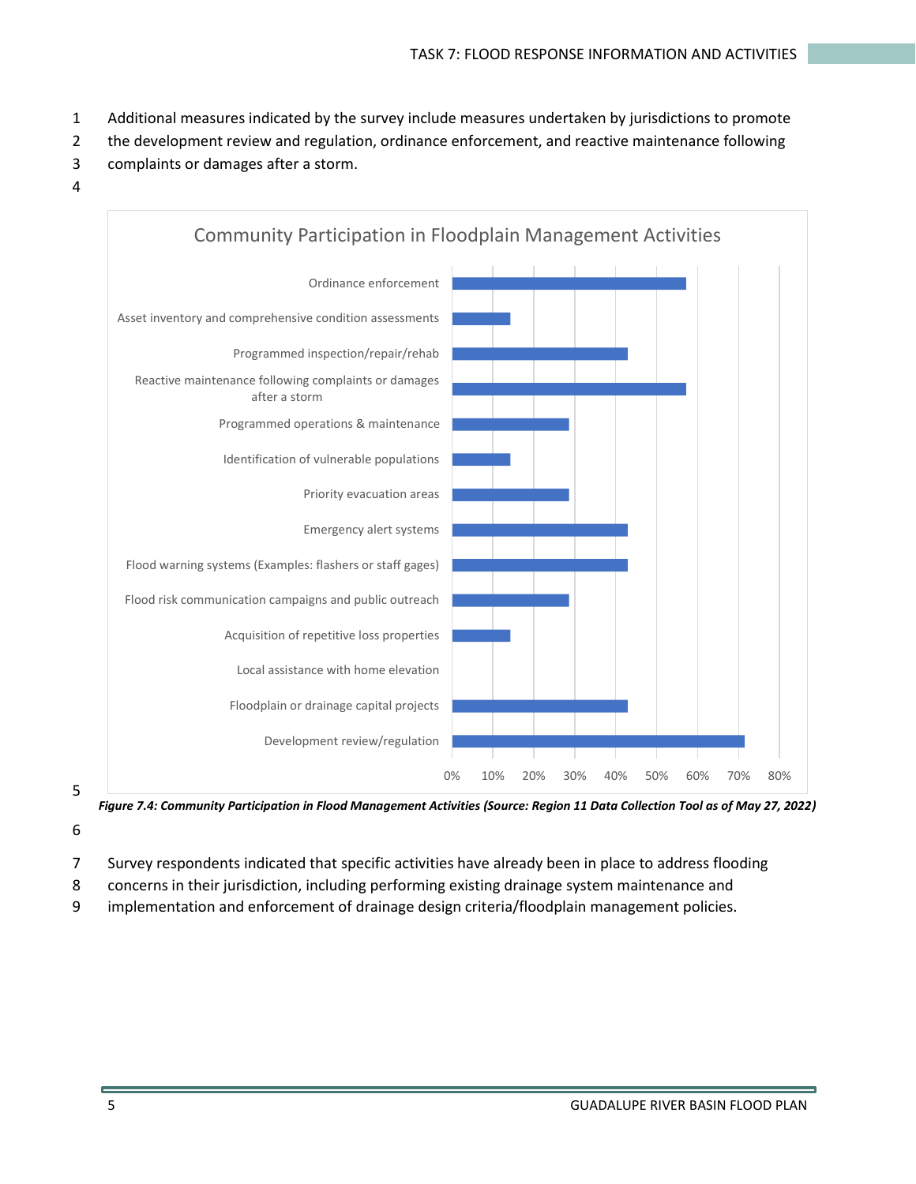Additional measures indicated by the survey include measures undertaken by jurisdictions to promote the development review and regulation, ordinance enforcement, and reactive maintenance following complaints or damages after a storm.

**Community Participation in Floodplain Management Activities**

| Activity | Participation |
|---|---|
| Ordinance enforcement | ~57% |
| Asset inventory and comprehensive condition assessments | ~14% |
| Programmed inspection/repair/rehab | ~43% |
| Reactive maintenance following complaints or damages after a storm | ~57% |
| Programmed operations & maintenance | ~29% |
| Identification of vulnerable populations | ~14% |
| Priority evacuation areas | ~29% |
| Emergency alert systems | ~43% |
| Flood warning systems (Examples: flashers or staff gages) | ~43% |
| Flood risk communication campaigns and public outreach | ~29% |
| Acquisition of repetitive loss properties | ~14% |
| Local assistance with home elevation | 0% |
| Floodplain or drainage capital projects | ~43% |
| Development review/regulation | ~71% |

*Figure 7.4: Community Participation in Flood Management Activities (Source: Region 11 Data Collection Tool as of May 27, 2022)*

Survey respondents indicated that specific activities have already been in place to address flooding concerns in their jurisdiction, including performing existing drainage system maintenance and implementation and enforcement of drainage design criteria/floodplain management policies.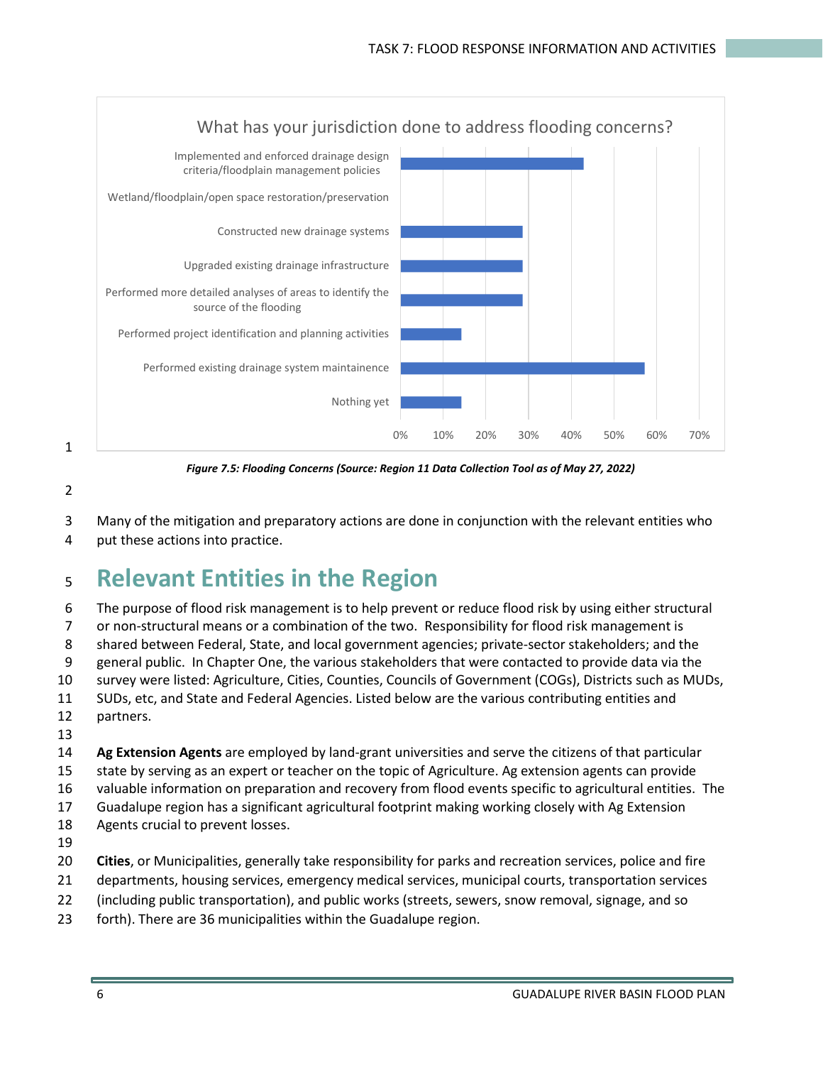**What has your jurisdiction done to address flooding concerns?**

| Response | Approximate share |
|---|---|
| Implemented and enforced drainage design criteria/floodplain management policies | ~43% |
| Wetland/floodplain/open space restoration/preservation | 0% |
| Constructed new drainage systems | ~29% |
| Upgraded existing drainage infrastructure | ~29% |
| Performed more detailed analyses of areas to identify the source of the flooding | ~29% |
| Performed project identification and planning activities | ~14% |
| Performed existing drainage system maintainence | ~57% |
| Nothing yet | ~14% |

***Figure 7.5: Flooding Concerns (Source: Region 11 Data Collection Tool as of May 27, 2022)***

Many of the mitigation and preparatory actions are done in conjunction with the relevant entities who put these actions into practice.

# Relevant Entities in the Region

The purpose of flood risk management is to help prevent or reduce flood risk by using either structural or non-structural means or a combination of the two. Responsibility for flood risk management is shared between Federal, State, and local government agencies; private-sector stakeholders; and the general public. In Chapter One, the various stakeholders that were contacted to provide data via the survey were listed: Agriculture, Cities, Counties, Councils of Government (COGs), Districts such as MUDs, SUDs, etc, and State and Federal Agencies. Listed below are the various contributing entities and partners.

**Ag Extension Agents** are employed by land-grant universities and serve the citizens of that particular state by serving as an expert or teacher on the topic of Agriculture. Ag extension agents can provide valuable information on preparation and recovery from flood events specific to agricultural entities. The Guadalupe region has a significant agricultural footprint making working closely with Ag Extension Agents crucial to prevent losses.

**Cities**, or Municipalities, generally take responsibility for parks and recreation services, police and fire departments, housing services, emergency medical services, municipal courts, transportation services (including public transportation), and public works (streets, sewers, snow removal, signage, and so forth). There are 36 municipalities within the Guadalupe region.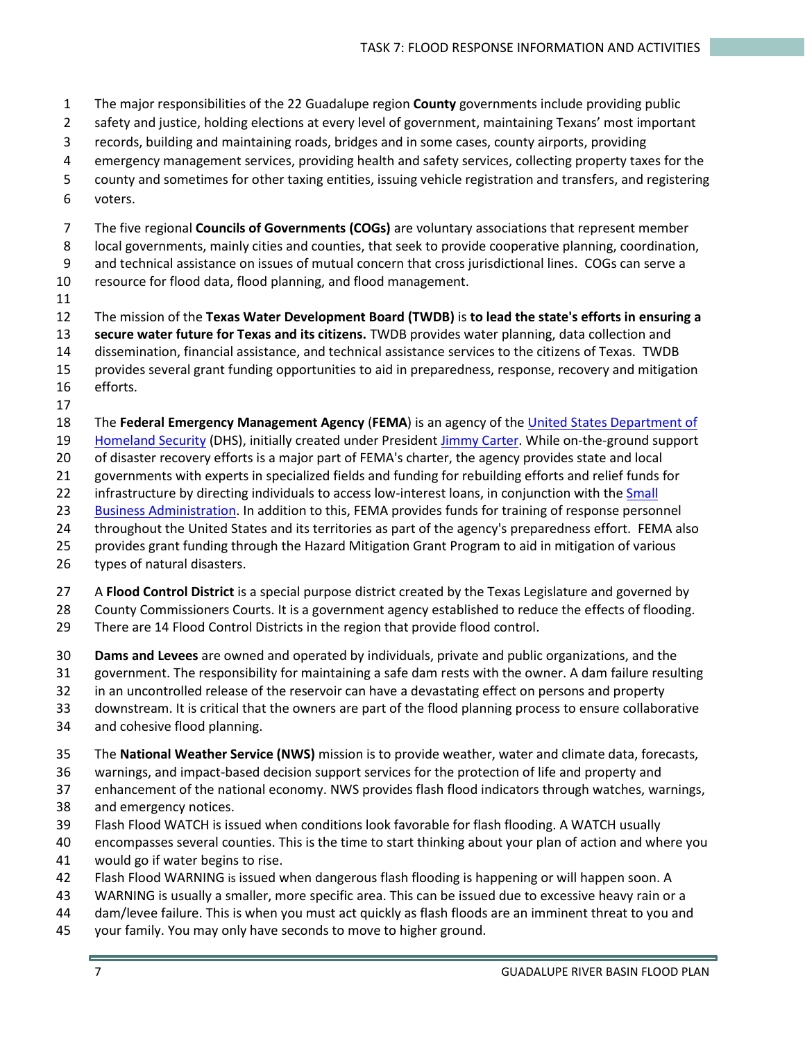The major responsibilities of the 22 Guadalupe region **County** governments include providing public safety and justice, holding elections at every level of government, maintaining Texans' most important records, building and maintaining roads, bridges and in some cases, county airports, providing emergency management services, providing health and safety services, collecting property taxes for the county and sometimes for other taxing entities, issuing vehicle registration and transfers, and registering voters.

The five regional **Councils of Governments (COGs)** are voluntary associations that represent member local governments, mainly cities and counties, that seek to provide cooperative planning, coordination, and technical assistance on issues of mutual concern that cross jurisdictional lines. COGs can serve a resource for flood data, flood planning, and flood management.

The mission of the **Texas Water Development Board (TWDB)** is **to lead the state's efforts in ensuring a secure water future for Texas and its citizens.** TWDB provides water planning, data collection and dissemination, financial assistance, and technical assistance services to the citizens of Texas. TWDB provides several grant funding opportunities to aid in preparedness, response, recovery and mitigation efforts.

The **Federal Emergency Management Agency** (**FEMA**) is an agency of the United States Department of Homeland Security (DHS), initially created under President Jimmy Carter. While on-the-ground support of disaster recovery efforts is a major part of FEMA's charter, the agency provides state and local governments with experts in specialized fields and funding for rebuilding efforts and relief funds for infrastructure by directing individuals to access low-interest loans, in conjunction with the Small Business Administration. In addition to this, FEMA provides funds for training of response personnel throughout the United States and its territories as part of the agency's preparedness effort. FEMA also provides grant funding through the Hazard Mitigation Grant Program to aid in mitigation of various types of natural disasters.

A **Flood Control District** is a special purpose district created by the Texas Legislature and governed by County Commissioners Courts. It is a government agency established to reduce the effects of flooding. There are 14 Flood Control Districts in the region that provide flood control.

**Dams and Levees** are owned and operated by individuals, private and public organizations, and the government. The responsibility for maintaining a safe dam rests with the owner. A dam failure resulting in an uncontrolled release of the reservoir can have a devastating effect on persons and property downstream. It is critical that the owners are part of the flood planning process to ensure collaborative and cohesive flood planning.

The **National Weather Service (NWS)** mission is to provide weather, water and climate data, forecasts, warnings, and impact-based decision support services for the protection of life and property and enhancement of the national economy. NWS provides flash flood indicators through watches, warnings, and emergency notices.

Flash Flood WATCH is issued when conditions look favorable for flash flooding. A WATCH usually encompasses several counties. This is the time to start thinking about your plan of action and where you would go if water begins to rise.

Flash Flood WARNING is issued when dangerous flash flooding is happening or will happen soon. A WARNING is usually a smaller, more specific area. This can be issued due to excessive heavy rain or a dam/levee failure. This is when you must act quickly as flash floods are an imminent threat to you and your family. You may only have seconds to move to higher ground.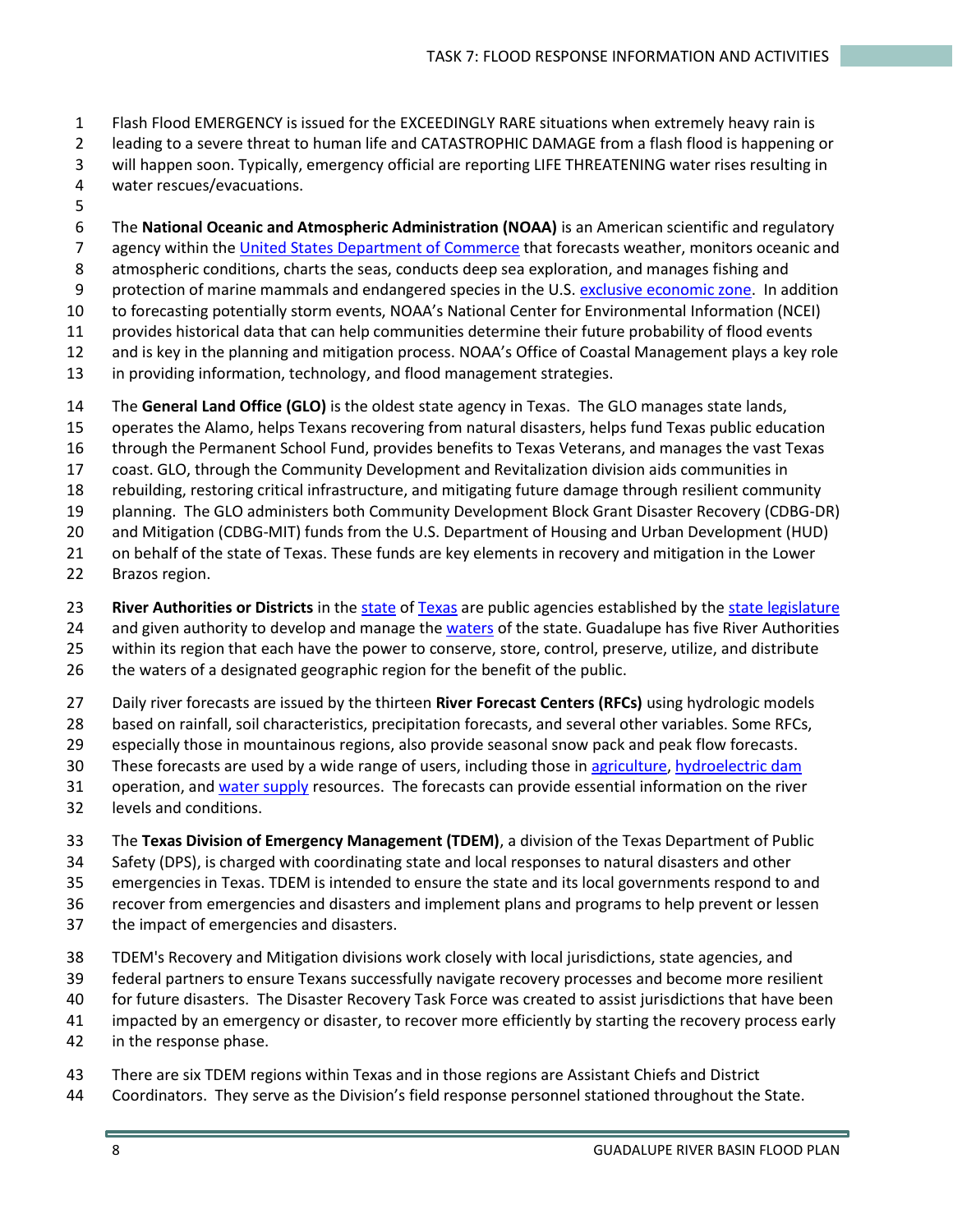Flash Flood EMERGENCY is issued for the EXCEEDINGLY RARE situations when extremely heavy rain is leading to a severe threat to human life and CATASTROPHIC DAMAGE from a flash flood is happening or will happen soon. Typically, emergency official are reporting LIFE THREATENING water rises resulting in water rescues/evacuations.

The **National Oceanic and Atmospheric Administration (NOAA)** is an American scientific and regulatory agency within the United States Department of Commerce that forecasts weather, monitors oceanic and atmospheric conditions, charts the seas, conducts deep sea exploration, and manages fishing and protection of marine mammals and endangered species in the U.S. exclusive economic zone. In addition to forecasting potentially storm events, NOAA's National Center for Environmental Information (NCEI) provides historical data that can help communities determine their future probability of flood events and is key in the planning and mitigation process. NOAA's Office of Coastal Management plays a key role in providing information, technology, and flood management strategies.

The **General Land Office (GLO)** is the oldest state agency in Texas. The GLO manages state lands, operates the Alamo, helps Texans recovering from natural disasters, helps fund Texas public education through the Permanent School Fund, provides benefits to Texas Veterans, and manages the vast Texas coast. GLO, through the Community Development and Revitalization division aids communities in rebuilding, restoring critical infrastructure, and mitigating future damage through resilient community planning. The GLO administers both Community Development Block Grant Disaster Recovery (CDBG-DR) and Mitigation (CDBG-MIT) funds from the U.S. Department of Housing and Urban Development (HUD) on behalf of the state of Texas. These funds are key elements in recovery and mitigation in the Lower Brazos region.

**River Authorities or Districts** in the state of Texas are public agencies established by the state legislature and given authority to develop and manage the waters of the state. Guadalupe has five River Authorities within its region that each have the power to conserve, store, control, preserve, utilize, and distribute the waters of a designated geographic region for the benefit of the public.

Daily river forecasts are issued by the thirteen **River Forecast Centers (RFCs)** using hydrologic models based on rainfall, soil characteristics, precipitation forecasts, and several other variables. Some RFCs, especially those in mountainous regions, also provide seasonal snow pack and peak flow forecasts. These forecasts are used by a wide range of users, including those in agriculture, hydroelectric dam operation, and water supply resources. The forecasts can provide essential information on the river levels and conditions.

The **Texas Division of Emergency Management (TDEM)**, a division of the Texas Department of Public Safety (DPS), is charged with coordinating state and local responses to natural disasters and other emergencies in Texas. TDEM is intended to ensure the state and its local governments respond to and recover from emergencies and disasters and implement plans and programs to help prevent or lessen the impact of emergencies and disasters.

TDEM's Recovery and Mitigation divisions work closely with local jurisdictions, state agencies, and federal partners to ensure Texans successfully navigate recovery processes and become more resilient for future disasters. The Disaster Recovery Task Force was created to assist jurisdictions that have been impacted by an emergency or disaster, to recover more efficiently by starting the recovery process early in the response phase.

There are six TDEM regions within Texas and in those regions are Assistant Chiefs and District Coordinators. They serve as the Division's field response personnel stationed throughout the State.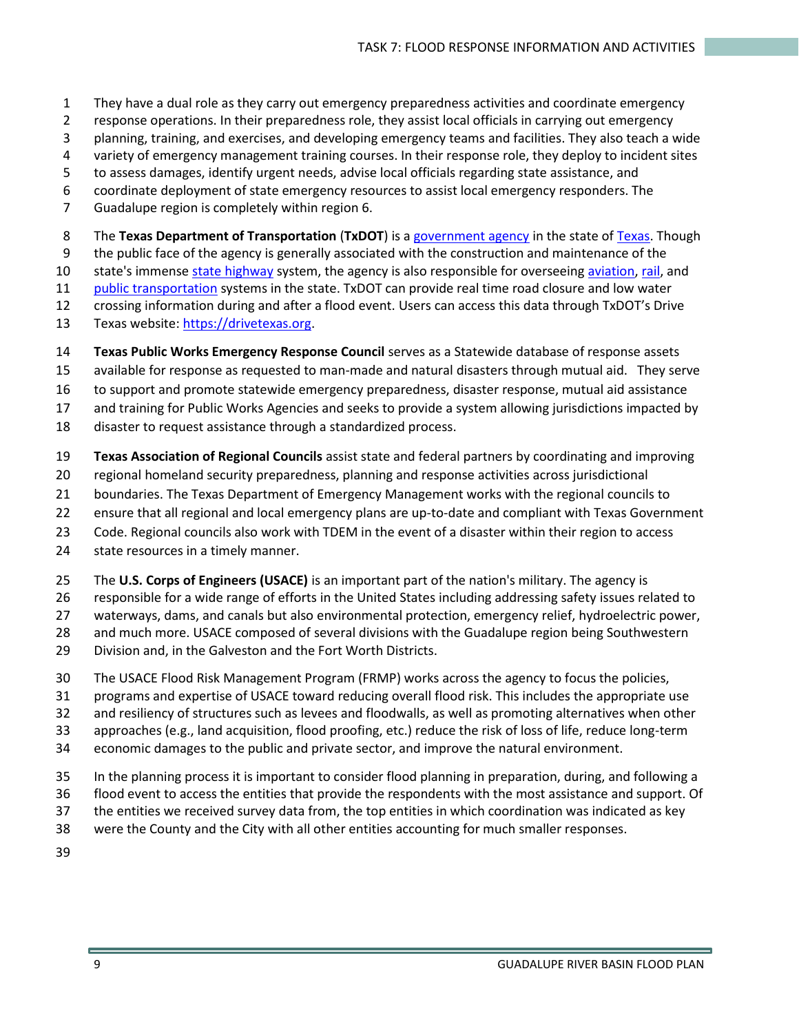They have a dual role as they carry out emergency preparedness activities and coordinate emergency response operations. In their preparedness role, they assist local officials in carrying out emergency planning, training, and exercises, and developing emergency teams and facilities. They also teach a wide variety of emergency management training courses. In their response role, they deploy to incident sites to assess damages, identify urgent needs, advise local officials regarding state assistance, and coordinate deployment of state emergency resources to assist local emergency responders. The Guadalupe region is completely within region 6.

The **Texas Department of Transportation** (**TxDOT**) is a government agency in the state of Texas. Though the public face of the agency is generally associated with the construction and maintenance of the state's immense state highway system, the agency is also responsible for overseeing aviation, rail, and public transportation systems in the state. TxDOT can provide real time road closure and low water crossing information during and after a flood event. Users can access this data through TxDOT's Drive Texas website: https://drivetexas.org.

**Texas Public Works Emergency Response Council** serves as a Statewide database of response assets available for response as requested to man-made and natural disasters through mutual aid. They serve to support and promote statewide emergency preparedness, disaster response, mutual aid assistance and training for Public Works Agencies and seeks to provide a system allowing jurisdictions impacted by disaster to request assistance through a standardized process.

**Texas Association of Regional Councils** assist state and federal partners by coordinating and improving regional homeland security preparedness, planning and response activities across jurisdictional boundaries. The Texas Department of Emergency Management works with the regional councils to ensure that all regional and local emergency plans are up-to-date and compliant with Texas Government Code. Regional councils also work with TDEM in the event of a disaster within their region to access state resources in a timely manner.

The **U.S. Corps of Engineers (USACE)** is an important part of the nation's military. The agency is responsible for a wide range of efforts in the United States including addressing safety issues related to waterways, dams, and canals but also environmental protection, emergency relief, hydroelectric power, and much more. USACE composed of several divisions with the Guadalupe region being Southwestern Division and, in the Galveston and the Fort Worth Districts.

The USACE Flood Risk Management Program (FRMP) works across the agency to focus the policies, programs and expertise of USACE toward reducing overall flood risk. This includes the appropriate use and resiliency of structures such as levees and floodwalls, as well as promoting alternatives when other approaches (e.g., land acquisition, flood proofing, etc.) reduce the risk of loss of life, reduce long-term economic damages to the public and private sector, and improve the natural environment.

In the planning process it is important to consider flood planning in preparation, during, and following a flood event to access the entities that provide the respondents with the most assistance and support. Of the entities we received survey data from, the top entities in which coordination was indicated as key were the County and the City with all other entities accounting for much smaller responses.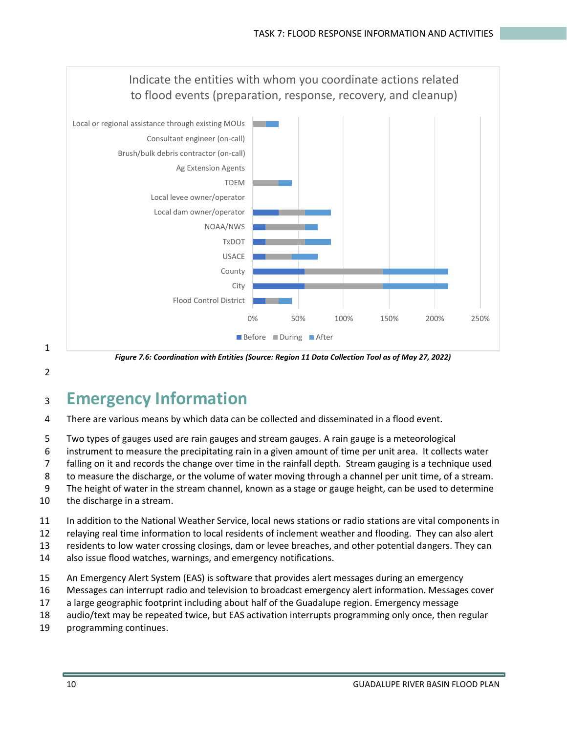Indicate the entities with whom you coordinate actions related to flood events (preparation, response, recovery, and cleanup)

*Figure 7.6: Coordination with Entities (Source: Region 11 Data Collection Tool as of May 27, 2022)*

# Emergency Information

There are various means by which data can be collected and disseminated in a flood event.

Two types of gauges used are rain gauges and stream gauges. A rain gauge is a meteorological instrument to measure the precipitating rain in a given amount of time per unit area. It collects water falling on it and records the change over time in the rainfall depth. Stream gauging is a technique used to measure the discharge, or the volume of water moving through a channel per unit time, of a stream. The height of water in the stream channel, known as a stage or gauge height, can be used to determine the discharge in a stream.

In addition to the National Weather Service, local news stations or radio stations are vital components in relaying real time information to local residents of inclement weather and flooding. They can also alert residents to low water crossing closings, dam or levee breaches, and other potential dangers. They can also issue flood watches, warnings, and emergency notifications.

An Emergency Alert System (EAS) is software that provides alert messages during an emergency Messages can interrupt radio and television to broadcast emergency alert information. Messages cover a large geographic footprint including about half of the Guadalupe region. Emergency message audio/text may be repeated twice, but EAS activation interrupts programming only once, then regular programming continues.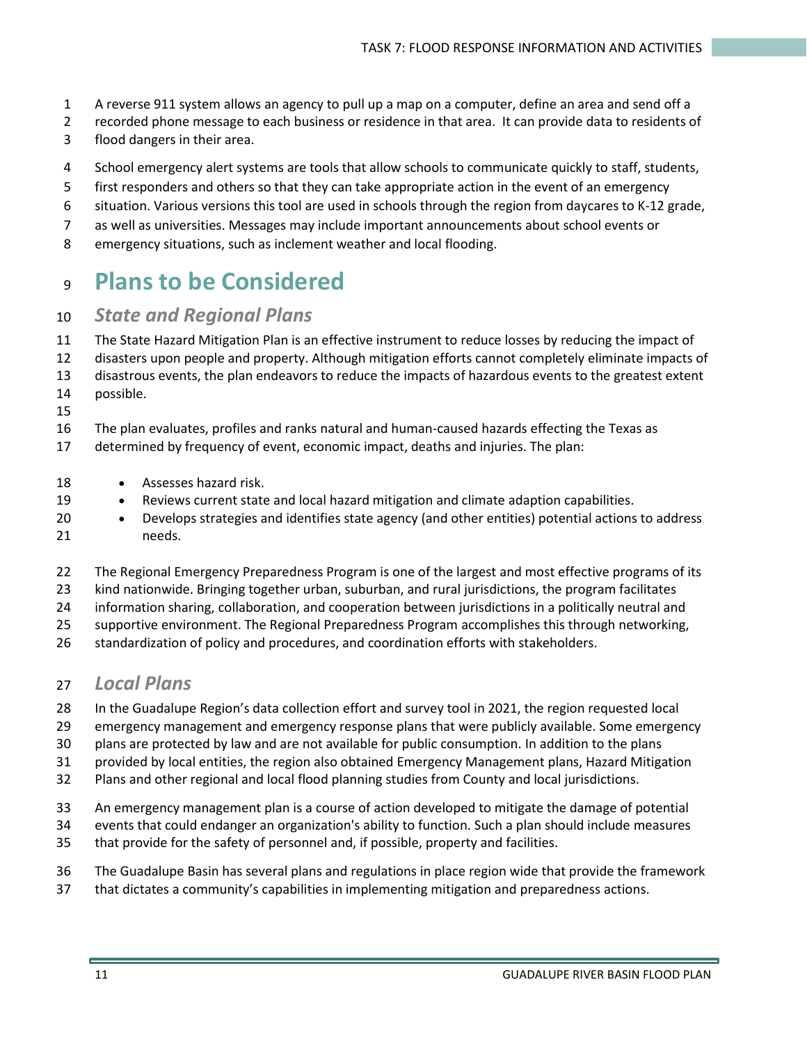A reverse 911 system allows an agency to pull up a map on a computer, define an area and send off a recorded phone message to each business or residence in that area. It can provide data to residents of flood dangers in their area.

School emergency alert systems are tools that allow schools to communicate quickly to staff, students, first responders and others so that they can take appropriate action in the event of an emergency situation. Various versions this tool are used in schools through the region from daycares to K-12 grade, as well as universities. Messages may include important announcements about school events or emergency situations, such as inclement weather and local flooding.

# Plans to be Considered

## *State and Regional Plans*

The State Hazard Mitigation Plan is an effective instrument to reduce losses by reducing the impact of disasters upon people and property. Although mitigation efforts cannot completely eliminate impacts of disastrous events, the plan endeavors to reduce the impacts of hazardous events to the greatest extent possible.

The plan evaluates, profiles and ranks natural and human-caused hazards effecting the Texas as determined by frequency of event, economic impact, deaths and injuries. The plan:

- Assesses hazard risk.
- Reviews current state and local hazard mitigation and climate adaption capabilities.
- Develops strategies and identifies state agency (and other entities) potential actions to address needs.

The Regional Emergency Preparedness Program is one of the largest and most effective programs of its kind nationwide. Bringing together urban, suburban, and rural jurisdictions, the program facilitates information sharing, collaboration, and cooperation between jurisdictions in a politically neutral and supportive environment. The Regional Preparedness Program accomplishes this through networking, standardization of policy and procedures, and coordination efforts with stakeholders.

## *Local Plans*

In the Guadalupe Region's data collection effort and survey tool in 2021, the region requested local emergency management and emergency response plans that were publicly available. Some emergency plans are protected by law and are not available for public consumption. In addition to the plans provided by local entities, the region also obtained Emergency Management plans, Hazard Mitigation Plans and other regional and local flood planning studies from County and local jurisdictions.

An emergency management plan is a course of action developed to mitigate the damage of potential events that could endanger an organization's ability to function. Such a plan should include measures that provide for the safety of personnel and, if possible, property and facilities.

The Guadalupe Basin has several plans and regulations in place region wide that provide the framework that dictates a community's capabilities in implementing mitigation and preparedness actions.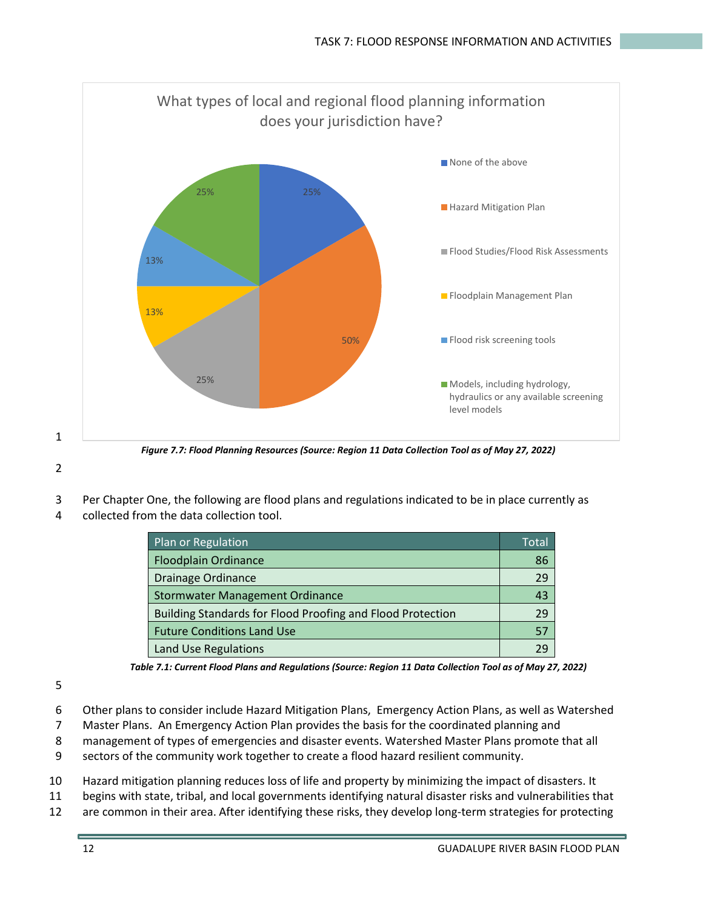What types of local and regional flood planning information does your jurisdiction have?

| Category | Percentage |
|---|---|
| None of the above | 25% |
| Hazard Mitigation Plan | 50% |
| Flood Studies/Flood Risk Assessments | 25% |
| Floodplain Management Plan | 13% |
| Flood risk screening tools | 13% |
| Models, including hydrology, hydraulics or any available screening level models | 25% |

***Figure 7.7: Flood Planning Resources (Source: Region 11 Data Collection Tool as of May 27, 2022)***

Per Chapter One, the following are flood plans and regulations indicated to be in place currently as collected from the data collection tool.

| Plan or Regulation | Total |
|---|---|
| Floodplain Ordinance | 86 |
| Drainage Ordinance | 29 |
| Stormwater Management Ordinance | 43 |
| Building Standards for Flood Proofing and Flood Protection | 29 |
| Future Conditions Land Use | 57 |
| Land Use Regulations | 29 |

***Table 7.1: Current Flood Plans and Regulations (Source: Region 11 Data Collection Tool as of May 27, 2022)***

Other plans to consider include Hazard Mitigation Plans, Emergency Action Plans, as well as Watershed Master Plans. An Emergency Action Plan provides the basis for the coordinated planning and management of types of emergencies and disaster events. Watershed Master Plans promote that all sectors of the community work together to create a flood hazard resilient community.

Hazard mitigation planning reduces loss of life and property by minimizing the impact of disasters. It begins with state, tribal, and local governments identifying natural disaster risks and vulnerabilities that are common in their area. After identifying these risks, they develop long-term strategies for protecting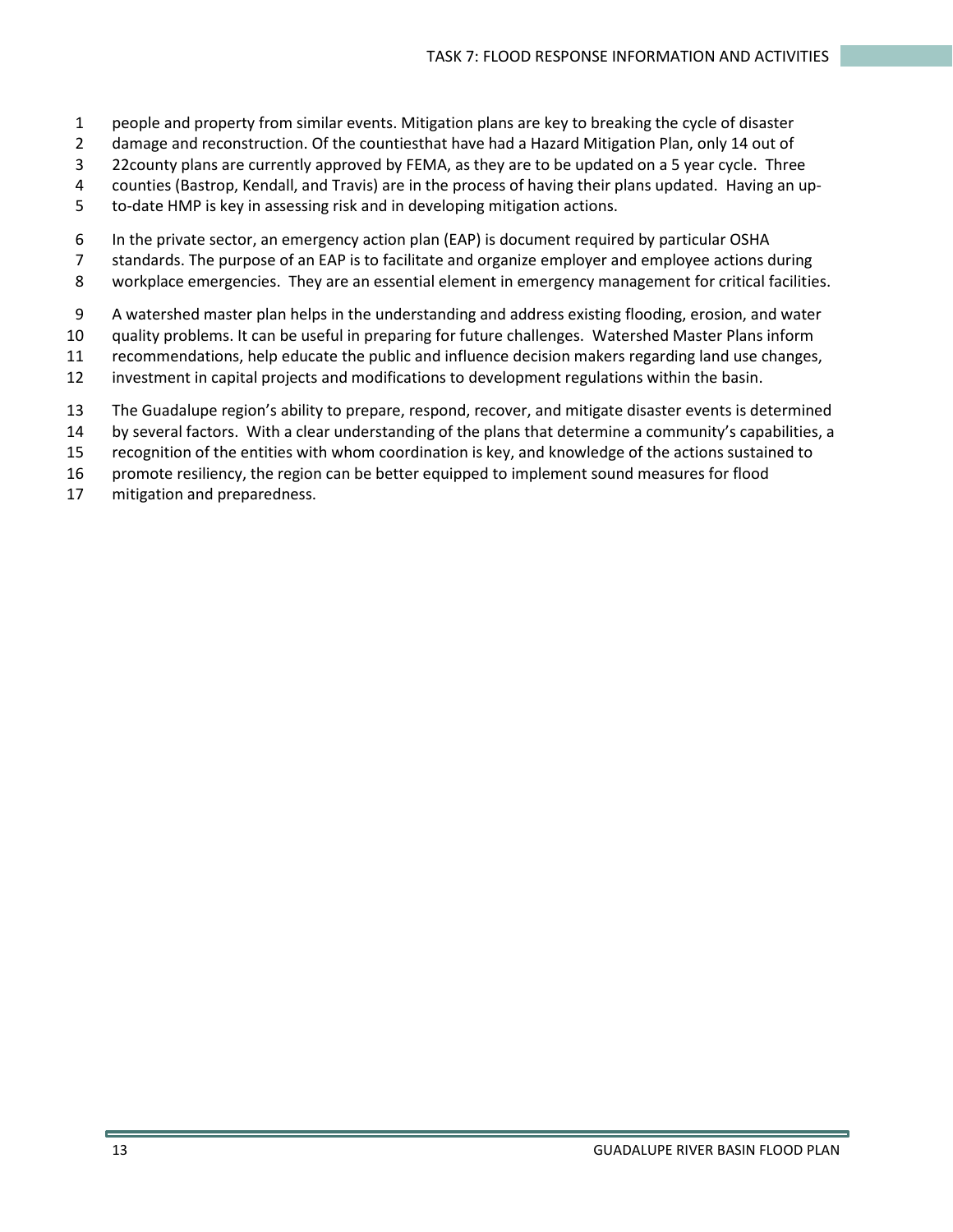people and property from similar events. Mitigation plans are key to breaking the cycle of disaster damage and reconstruction. Of the countiesthat have had a Hazard Mitigation Plan, only 14 out of 22county plans are currently approved by FEMA, as they are to be updated on a 5 year cycle. Three counties (Bastrop, Kendall, and Travis) are in the process of having their plans updated. Having an up-to-date HMP is key in assessing risk and in developing mitigation actions.

In the private sector, an emergency action plan (EAP) is document required by particular OSHA standards. The purpose of an EAP is to facilitate and organize employer and employee actions during workplace emergencies. They are an essential element in emergency management for critical facilities.

A watershed master plan helps in the understanding and address existing flooding, erosion, and water quality problems. It can be useful in preparing for future challenges. Watershed Master Plans inform recommendations, help educate the public and influence decision makers regarding land use changes, investment in capital projects and modifications to development regulations within the basin.

The Guadalupe region's ability to prepare, respond, recover, and mitigate disaster events is determined by several factors. With a clear understanding of the plans that determine a community's capabilities, a recognition of the entities with whom coordination is key, and knowledge of the actions sustained to promote resiliency, the region can be better equipped to implement sound measures for flood mitigation and preparedness.